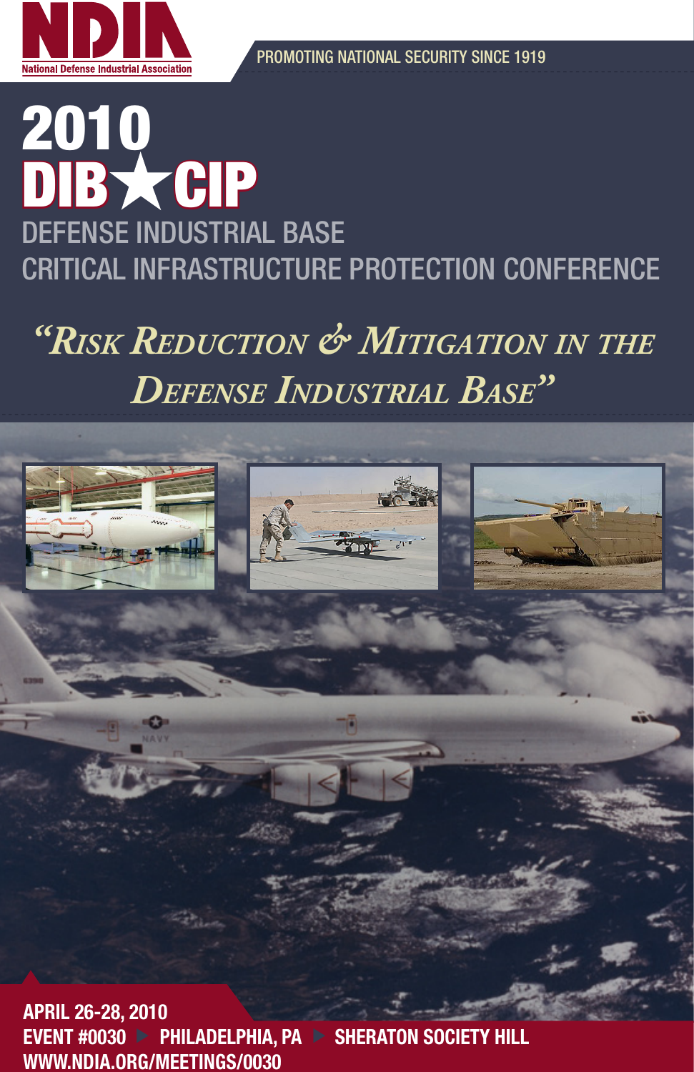# NDIA

National Defense Industrial Association

PROMOTING NATIONAL SECURITY SINCE 1919

# 2010 DIB★CIP

## DEFENSE INDUSTRIAL BASE CRITICAL INFRASTRUCTURE PROTECTION CONFERENCE

*"Risk Reduction & Mitigation in the Defense Industrial Base"*

**APRIL 26-28, 2010**

**EVENT #0030 ▶ PHILADELPHIA, PA ▶ SHERATON SOCIETY HILL**

**WWW.NDIA.ORG/MEETINGS/0030**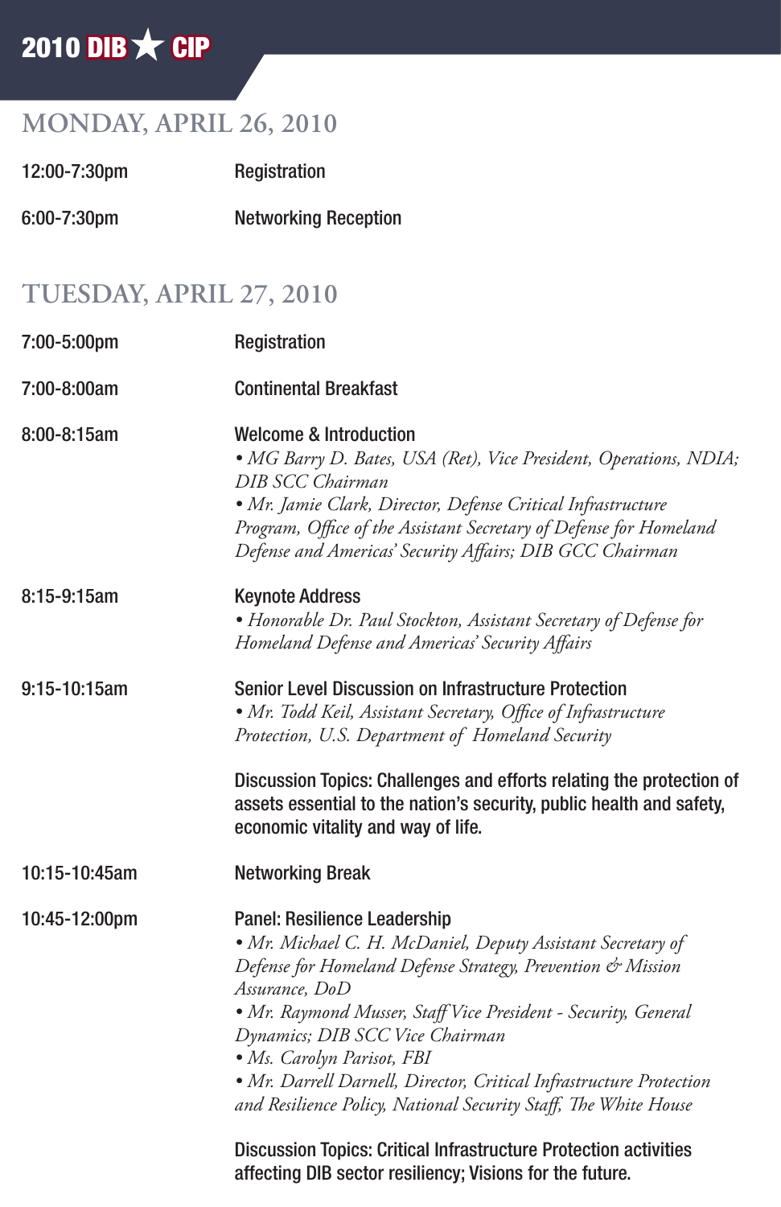2010 DIB ★ CIP

## MONDAY, APRIL 26, 2010

| | |
|---|---|
| 12:00-7:30pm | Registration |
| 6:00-7:30pm | Networking Reception |

## TUESDAY, APRIL 27, 2010

7:00-5:00pm — Registration

7:00-8:00am — Continental Breakfast

8:00-8:15am — **Welcome & Introduction**

- *MG Barry D. Bates, USA (Ret), Vice President, Operations, NDIA; DIB SCC Chairman*
- *Mr. Jamie Clark, Director, Defense Critical Infrastructure Program, Office of the Assistant Secretary of Defense for Homeland Defense and Americas' Security Affairs; DIB GCC Chairman*

8:15-9:15am — **Keynote Address**

- *Honorable Dr. Paul Stockton, Assistant Secretary of Defense for Homeland Defense and Americas' Security Affairs*

9:15-10:15am — **Senior Level Discussion on Infrastructure Protection**

- *Mr. Todd Keil, Assistant Secretary, Office of Infrastructure Protection, U.S. Department of Homeland Security*

Discussion Topics: Challenges and efforts relating the protection of assets essential to the nation's security, public health and safety, economic vitality and way of life.

10:15-10:45am — Networking Break

10:45-12:00pm — **Panel: Resilience Leadership**

- *Mr. Michael C. H. McDaniel, Deputy Assistant Secretary of Defense for Homeland Defense Strategy, Prevention & Mission Assurance, DoD*
- *Mr. Raymond Musser, Staff Vice President - Security, General Dynamics; DIB SCC Vice Chairman*
- *Ms. Carolyn Parisot, FBI*
- *Mr. Darrell Darnell, Director, Critical Infrastructure Protection and Resilience Policy, National Security Staff, The White House*

Discussion Topics: Critical Infrastructure Protection activities affecting DIB sector resiliency; Visions for the future.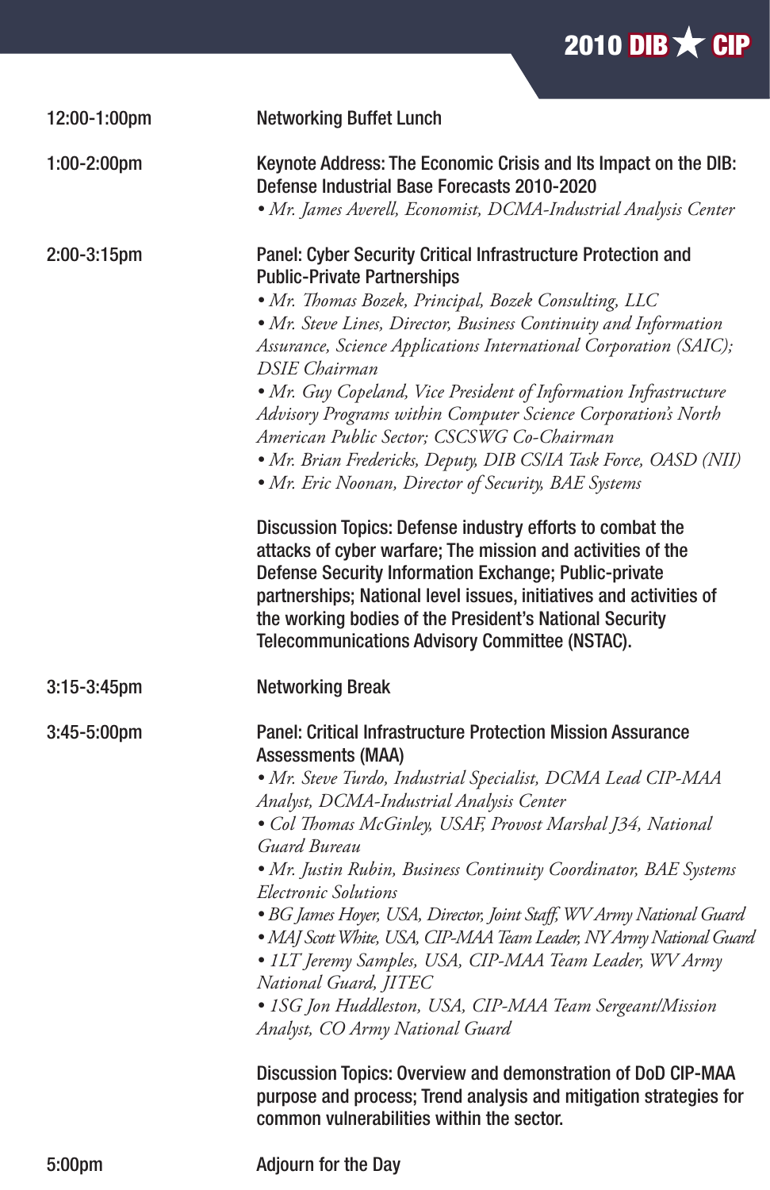| | |
|---|---|
| 12:00-1:00pm | Networking Buffet Lunch |
| 1:00-2:00pm | Keynote Address: The Economic Crisis and Its Impact on the DIB: Defense Industrial Base Forecasts 2010-2020<br>*• Mr. James Averell, Economist, DCMA-Industrial Analysis Center* |
| 2:00-3:15pm | Panel: Cyber Security Critical Infrastructure Protection and Public-Private Partnerships<br>*• Mr. Thomas Bozek, Principal, Bozek Consulting, LLC*<br>*• Mr. Steve Lines, Director, Business Continuity and Information Assurance, Science Applications International Corporation (SAIC); DSIE Chairman*<br>*• Mr. Guy Copeland, Vice President of Information Infrastructure Advisory Programs within Computer Science Corporation's North American Public Sector; CSCSWG Co-Chairman*<br>*• Mr. Brian Fredericks, Deputy, DIB CS/IA Task Force, OASD (NII)*<br>*• Mr. Eric Noonan, Director of Security, BAE Systems*<br><br>Discussion Topics: Defense industry efforts to combat the attacks of cyber warfare; The mission and activities of the Defense Security Information Exchange; Public-private partnerships; National level issues, initiatives and activities of the working bodies of the President's National Security Telecommunications Advisory Committee (NSTAC). |
| 3:15-3:45pm | Networking Break |
| 3:45-5:00pm | Panel: Critical Infrastructure Protection Mission Assurance Assessments (MAA)<br>*• Mr. Steve Turdo, Industrial Specialist, DCMA Lead CIP-MAA Analyst, DCMA-Industrial Analysis Center*<br>*• Col Thomas McGinley, USAF, Provost Marshal J34, National Guard Bureau*<br>*• Mr. Justin Rubin, Business Continuity Coordinator, BAE Systems Electronic Solutions*<br>*• BG James Hoyer, USA, Director, Joint Staff, WV Army National Guard*<br>*• MAJ Scott White, USA, CIP-MAA Team Leader, NY Army National Guard*<br>*• 1LT Jeremy Samples, USA, CIP-MAA Team Leader, WV Army National Guard, JITEC*<br>*• 1SG Jon Huddleston, USA, CIP-MAA Team Sergeant/Mission Analyst, CO Army National Guard*<br><br>Discussion Topics: Overview and demonstration of DoD CIP-MAA purpose and process; Trend analysis and mitigation strategies for common vulnerabilities within the sector. |
| 5:00pm | Adjourn for the Day |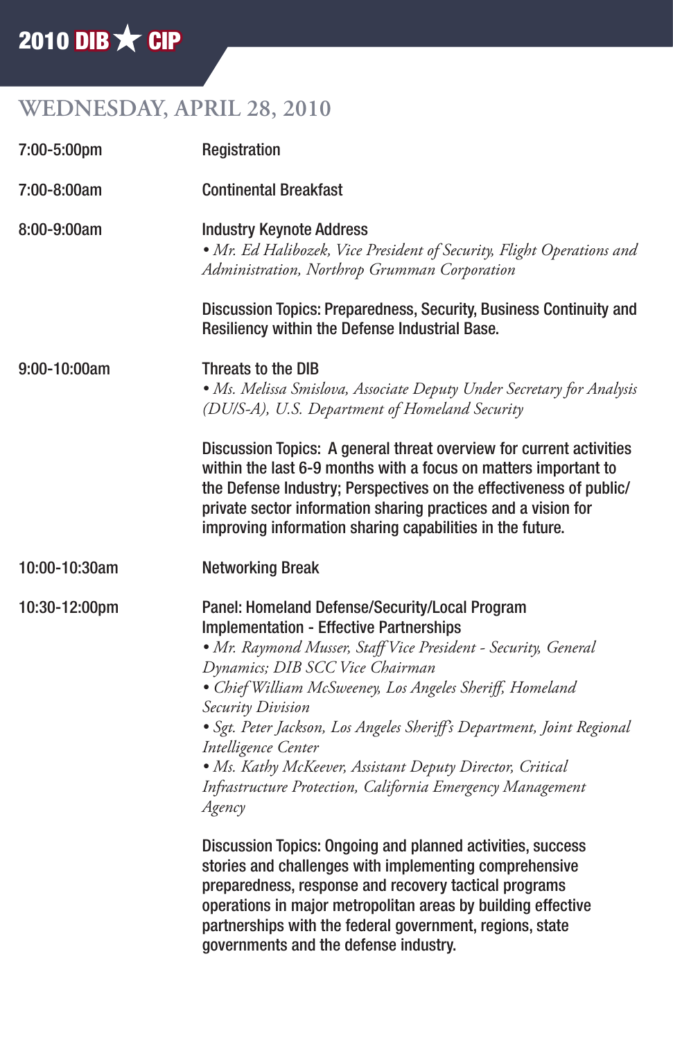# WEDNESDAY, APRIL 28, 2010

| | |
|---|---|
| 7:00-5:00pm | Registration |
| 7:00-8:00am | Continental Breakfast |
| 8:00-9:00am | Industry Keynote Address<br>• *Mr. Ed Halibozek, Vice President of Security, Flight Operations and Administration, Northrop Grumman Corporation*<br><br>Discussion Topics: Preparedness, Security, Business Continuity and Resiliency within the Defense Industrial Base. |
| 9:00-10:00am | Threats to the DIB<br>• *Ms. Melissa Smislova, Associate Deputy Under Secretary for Analysis (DU/S-A), U.S. Department of Homeland Security*<br><br>Discussion Topics: A general threat overview for current activities within the last 6-9 months with a focus on matters important to the Defense Industry; Perspectives on the effectiveness of public/private sector information sharing practices and a vision for improving information sharing capabilities in the future. |
| 10:00-10:30am | Networking Break |
| 10:30-12:00pm | Panel: Homeland Defense/Security/Local Program Implementation - Effective Partnerships<br>• *Mr. Raymond Musser, Staff Vice President - Security, General Dynamics; DIB SCC Vice Chairman*<br>• *Chief William McSweeney, Los Angeles Sheriff, Homeland Security Division*<br>• *Sgt. Peter Jackson, Los Angeles Sheriff's Department, Joint Regional Intelligence Center*<br>• *Ms. Kathy McKeever, Assistant Deputy Director, Critical Infrastructure Protection, California Emergency Management Agency*<br><br>Discussion Topics: Ongoing and planned activities, success stories and challenges with implementing comprehensive preparedness, response and recovery tactical programs operations in major metropolitan areas by building effective partnerships with the federal government, regions, state governments and the defense industry. |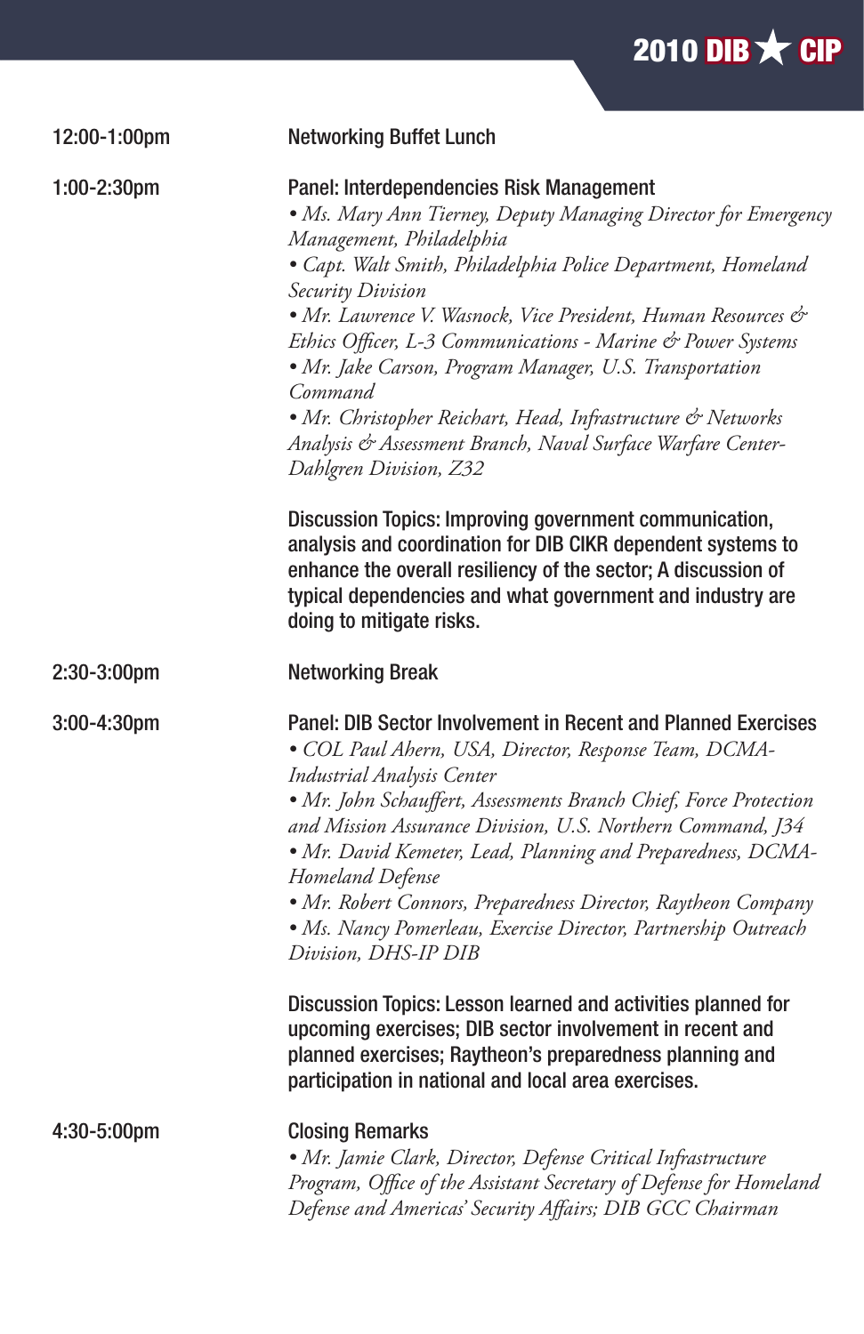| | |
|---|---|
| 12:00-1:00pm | Networking Buffet Lunch |
| 1:00-2:30pm | Panel: Interdependencies Risk Management<br>*• Ms. Mary Ann Tierney, Deputy Managing Director for Emergency Management, Philadelphia*<br>*• Capt. Walt Smith, Philadelphia Police Department, Homeland Security Division*<br>*• Mr. Lawrence V. Wasnock, Vice President, Human Resources & Ethics Officer, L-3 Communications - Marine & Power Systems*<br>*• Mr. Jake Carson, Program Manager, U.S. Transportation Command*<br>*• Mr. Christopher Reichart, Head, Infrastructure & Networks Analysis & Assessment Branch, Naval Surface Warfare Center-Dahlgren Division, Z32*<br><br>Discussion Topics: Improving government communication, analysis and coordination for DIB CIKR dependent systems to enhance the overall resiliency of the sector; A discussion of typical dependencies and what government and industry are doing to mitigate risks. |
| 2:30-3:00pm | Networking Break |
| 3:00-4:30pm | Panel: DIB Sector Involvement in Recent and Planned Exercises<br>*• COL Paul Ahern, USA, Director, Response Team, DCMA-Industrial Analysis Center*<br>*• Mr. John Schauffert, Assessments Branch Chief, Force Protection and Mission Assurance Division, U.S. Northern Command, J34*<br>*• Mr. David Kemeter, Lead, Planning and Preparedness, DCMA-Homeland Defense*<br>*• Mr. Robert Connors, Preparedness Director, Raytheon Company*<br>*• Ms. Nancy Pomerleau, Exercise Director, Partnership Outreach Division, DHS-IP DIB*<br><br>Discussion Topics: Lesson learned and activities planned for upcoming exercises; DIB sector involvement in recent and planned exercises; Raytheon's preparedness planning and participation in national and local area exercises. |
| 4:30-5:00pm | Closing Remarks<br>*• Mr. Jamie Clark, Director, Defense Critical Infrastructure Program, Office of the Assistant Secretary of Defense for Homeland Defense and Americas' Security Affairs; DIB GCC Chairman* |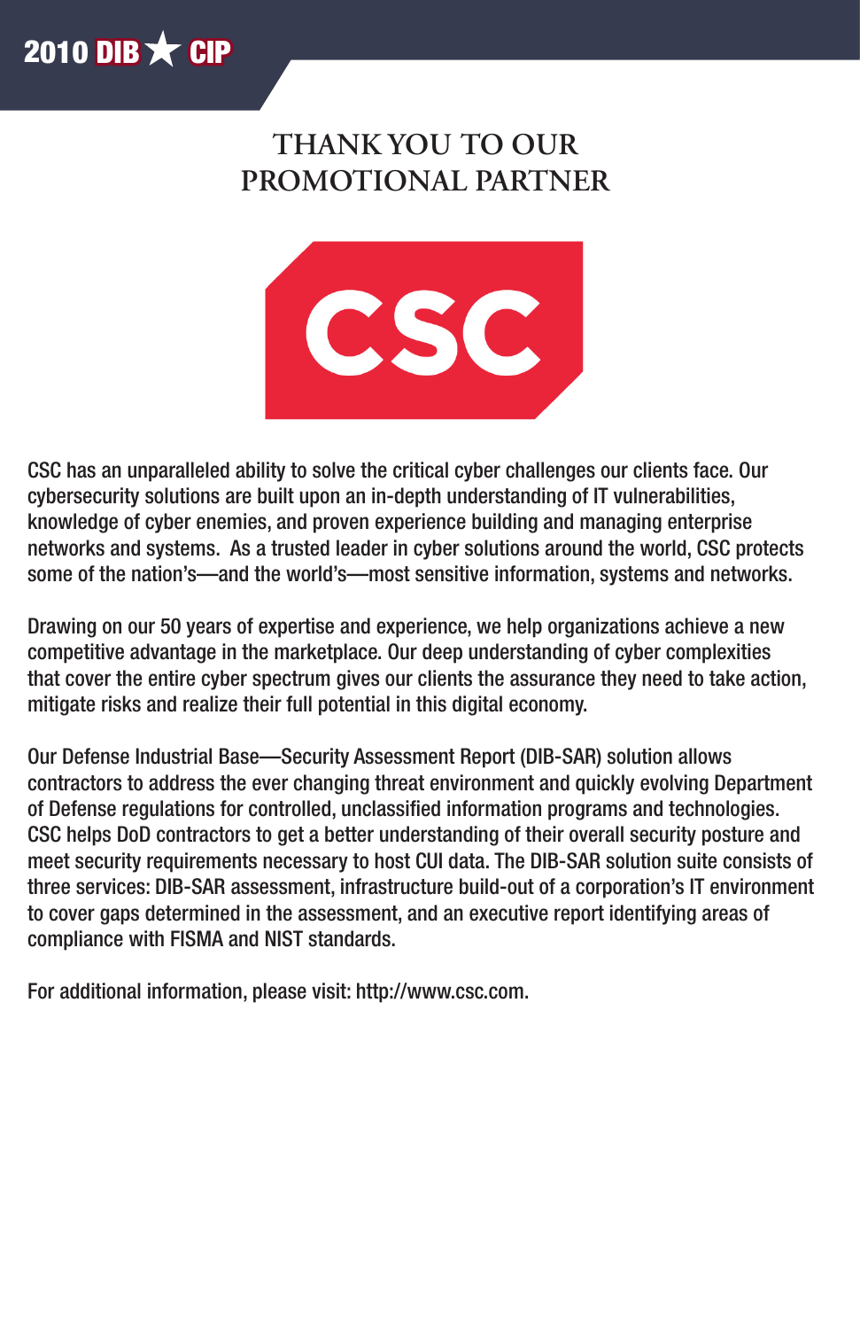# THANK YOU TO OUR PROMOTIONAL PARTNER

CSC

CSC has an unparalleled ability to solve the critical cyber challenges our clients face. Our cybersecurity solutions are built upon an in-depth understanding of IT vulnerabilities, knowledge of cyber enemies, and proven experience building and managing enterprise networks and systems. As a trusted leader in cyber solutions around the world, CSC protects some of the nation's—and the world's—most sensitive information, systems and networks.

Drawing on our 50 years of expertise and experience, we help organizations achieve a new competitive advantage in the marketplace. Our deep understanding of cyber complexities that cover the entire cyber spectrum gives our clients the assurance they need to take action, mitigate risks and realize their full potential in this digital economy.

Our Defense Industrial Base—Security Assessment Report (DIB-SAR) solution allows contractors to address the ever changing threat environment and quickly evolving Department of Defense regulations for controlled, unclassified information programs and technologies. CSC helps DoD contractors to get a better understanding of their overall security posture and meet security requirements necessary to host CUI data. The DIB-SAR solution suite consists of three services: DIB-SAR assessment, infrastructure build-out of a corporation's IT environment to cover gaps determined in the assessment, and an executive report identifying areas of compliance with FISMA and NIST standards.

For additional information, please visit: http://www.csc.com.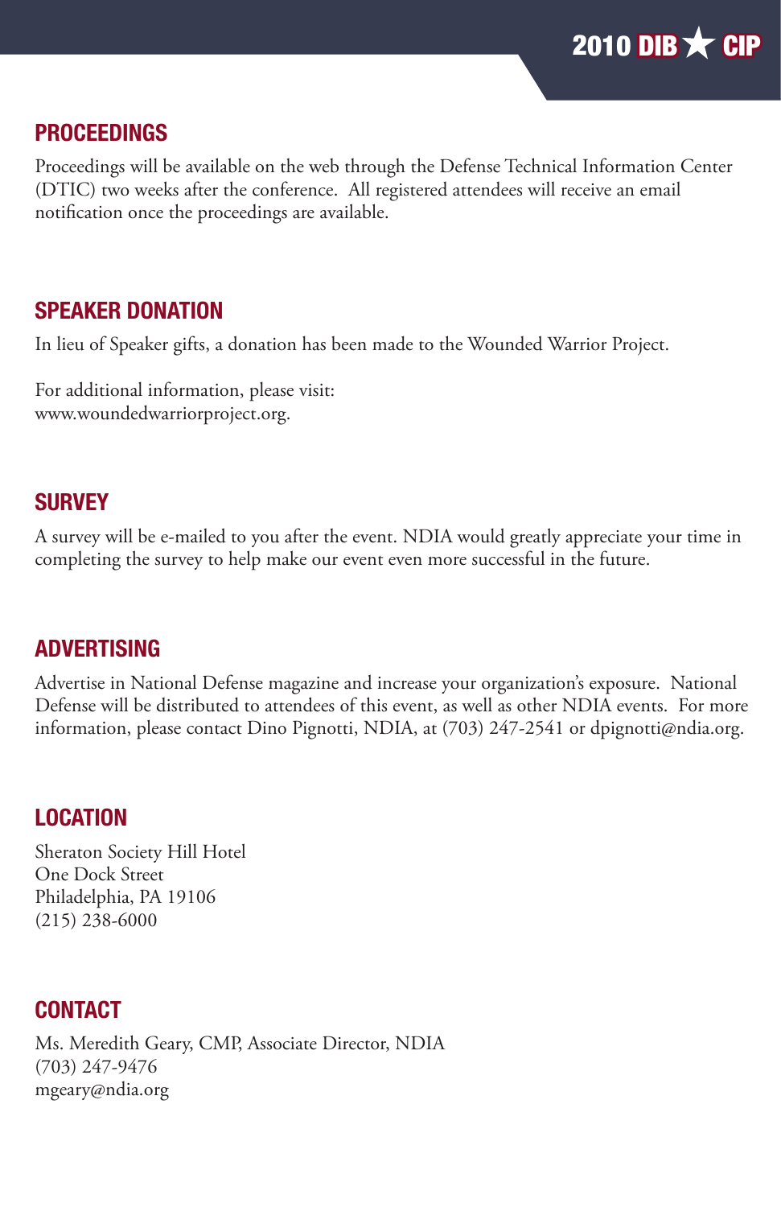## PROCEEDINGS

Proceedings will be available on the web through the Defense Technical Information Center (DTIC) two weeks after the conference. All registered attendees will receive an email notification once the proceedings are available.

## SPEAKER DONATION

In lieu of Speaker gifts, a donation has been made to the Wounded Warrior Project.

For additional information, please visit:
www.woundedwarriorproject.org.

## SURVEY

A survey will be e-mailed to you after the event. NDIA would greatly appreciate your time in completing the survey to help make our event even more successful in the future.

## ADVERTISING

Advertise in National Defense magazine and increase your organization's exposure. National Defense will be distributed to attendees of this event, as well as other NDIA events. For more information, please contact Dino Pignotti, NDIA, at (703) 247-2541 or dpignotti@ndia.org.

## LOCATION

Sheraton Society Hill Hotel
One Dock Street
Philadelphia, PA 19106
(215) 238-6000

## CONTACT

Ms. Meredith Geary, CMP, Associate Director, NDIA
(703) 247-9476
mgeary@ndia.org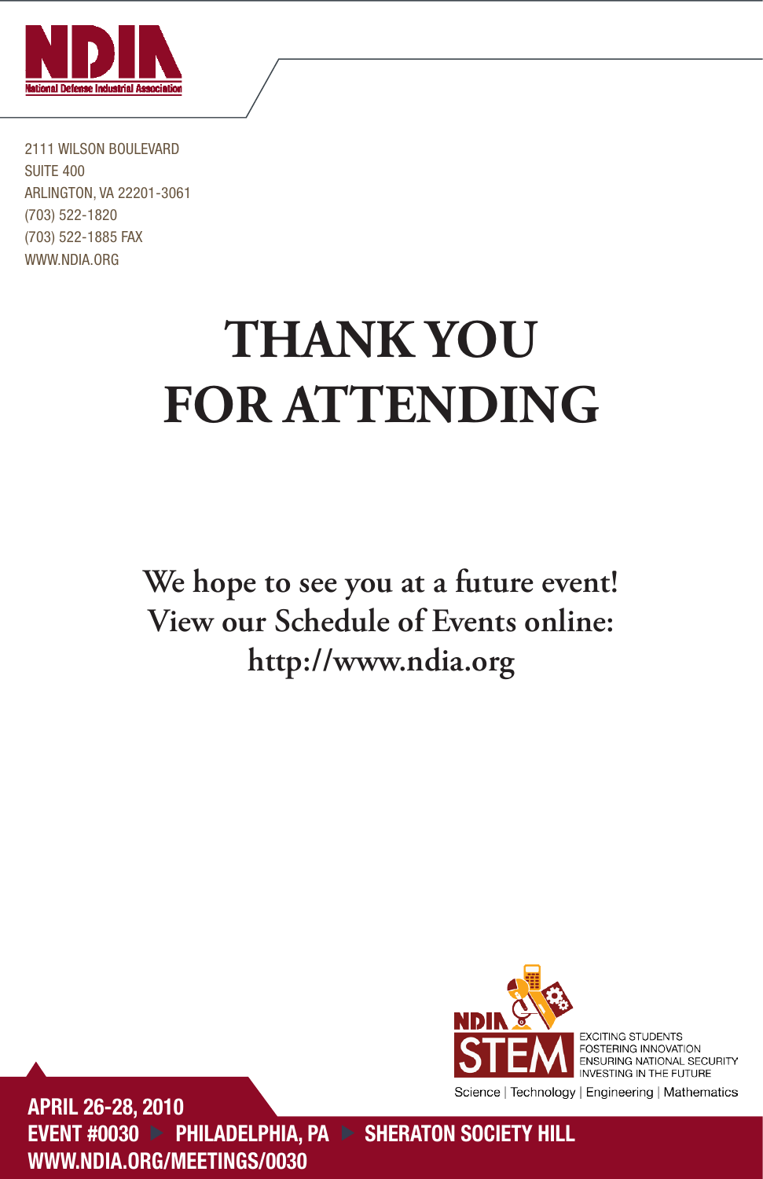NDIA
National Defense Industrial Association

2111 WILSON BOULEVARD
SUITE 400
ARLINGTON, VA 22201-3061
(703) 522-1820
(703) 522-1885 FAX
WWW.NDIA.ORG

# THANK YOU FOR ATTENDING

**We hope to see you at a future event!**
**View our Schedule of Events online:**
**http://www.ndia.org**

NDIA STEM
EXCITING STUDENTS
FOSTERING INNOVATION
ENSURING NATIONAL SECURITY
INVESTING IN THE FUTURE
Science | Technology | Engineering | Mathematics

**APRIL 26-28, 2010**
**EVENT #0030 ▶ PHILADELPHIA, PA ▶ SHERATON SOCIETY HILL**
**WWW.NDIA.ORG/MEETINGS/0030**